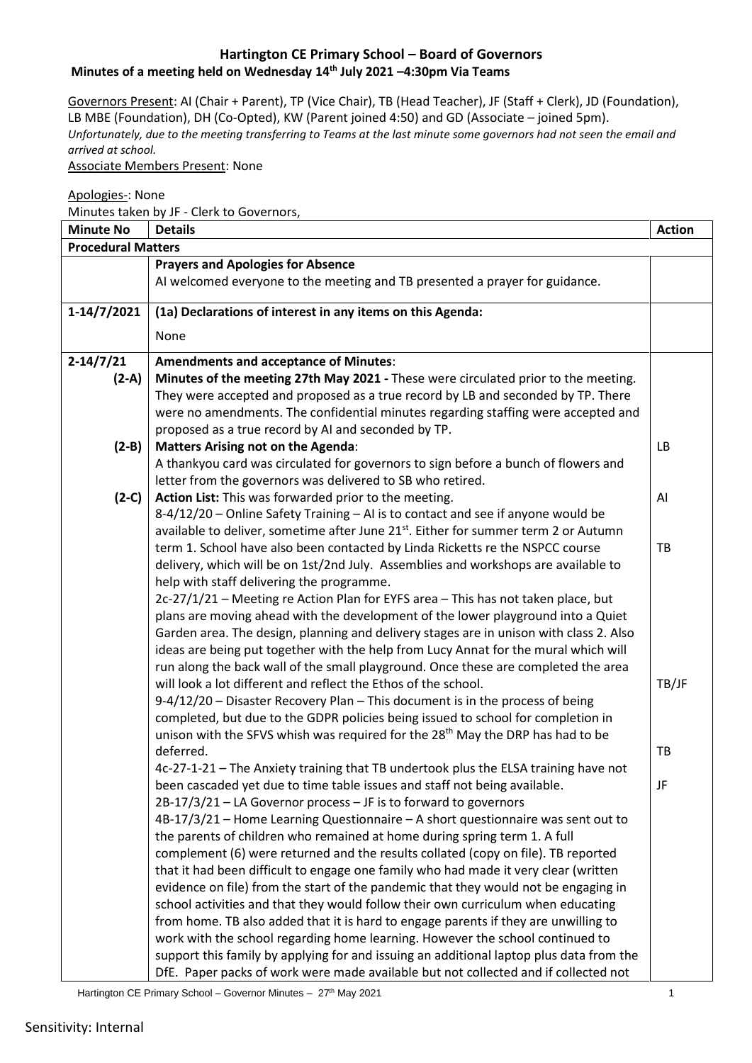# Hartington CE Primary School – Board of Governors

## Minutes of a meeting held on Wednesday 14th July 2021 –4:30pm Via Teams

Governors Present: AI (Chair + Parent), TP (Vice Chair), TB (Head Teacher), JF (Staff + Clerk), JD (Foundation), LB MBE (Foundation), DH (Co-Opted), KW (Parent joined 4:50) and GD (Associate – joined 5pm).
*Unfortunately, due to the meeting transferring to Teams at the last minute some governors had not seen the email and arrived at school.*

Associate Members Present: None

Apologies-: None

Minutes taken by JF - Clerk to Governors,

| Minute No | Details | Action |
|---|---|---|
| **Procedural Matters** | | |
| | **Prayers and Apologies for Absence**<br>AI welcomed everyone to the meeting and TB presented a prayer for guidance. | |
| 1-14/7/2021 | **(1a) Declarations of interest in any items on this Agenda:**<br>None | |
| 2-14/7/21<br>(2-A) | **Amendments and acceptance of Minutes**:<br>**Minutes of the meeting 27th May 2021 -** These were circulated prior to the meeting. They were accepted and proposed as a true record by LB and seconded by TP. There were no amendments. The confidential minutes regarding staffing were accepted and proposed as a true record by AI and seconded by TP. | |
| (2-B) | **Matters Arising not on the Agenda**:<br>A thankyou card was circulated for governors to sign before a bunch of flowers and letter from the governors was delivered to SB who retired. | LB |
| (2-C) | **Action List:** This was forwarded prior to the meeting.<br>8-4/12/20 – Online Safety Training – AI is to contact and see if anyone would be available to deliver, sometime after June 21st. Either for summer term 2 or Autumn term 1. School have also been contacted by Linda Ricketts re the NSPCC course delivery, which will be on 1st/2nd July. Assemblies and workshops are available to help with staff delivering the programme.<br>2c-27/1/21 – Meeting re Action Plan for EYFS area – This has not taken place, but plans are moving ahead with the development of the lower playground into a Quiet Garden area. The design, planning and delivery stages are in unison with class 2. Also ideas are being put together with the help from Lucy Annat for the mural which will run along the back wall of the small playground. Once these are completed the area will look a lot different and reflect the Ethos of the school.<br>9-4/12/20 – Disaster Recovery Plan – This document is in the process of being completed, but due to the GDPR policies being issued to school for completion in unison with the SFVS whish was required for the 28th May the DRP has had to be deferred.<br>4c-27-1-21 – The Anxiety training that TB undertook plus the ELSA training have not been cascaded yet due to time table issues and staff not being available.<br>2B-17/3/21 – LA Governor process – JF is to forward to governors<br>4B-17/3/21 – Home Learning Questionnaire – A short questionnaire was sent out to the parents of children who remained at home during spring term 1. A full complement (6) were returned and the results collated (copy on file). TB reported that it had been difficult to engage one family who had made it very clear (written evidence on file) from the start of the pandemic that they would not be engaging in school activities and that they would follow their own curriculum when educating from home. TB also added that it is hard to engage parents if they are unwilling to work with the school regarding home learning. However the school continued to support this family by applying for and issuing an additional laptop plus data from the DfE. Paper packs of work were made available but not collected and if collected not | AI<br><br>TB<br><br>TB/JF<br><br>TB<br><br>JF |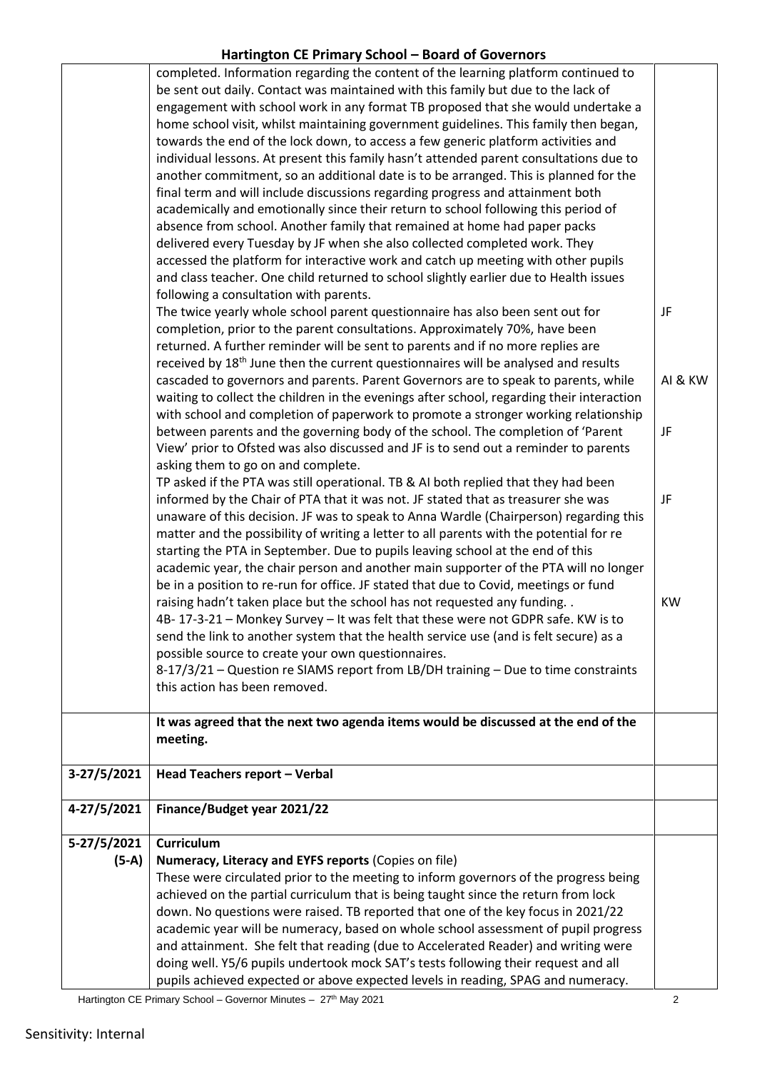| | | |
|---|---|---|
| | completed. Information regarding the content of the learning platform continued to be sent out daily. Contact was maintained with this family but due to the lack of engagement with school work in any format TB proposed that she would undertake a home school visit, whilst maintaining government guidelines. This family then began, towards the end of the lock down, to access a few generic platform activities and individual lessons. At present this family hasn't attended parent consultations due to another commitment, so an additional date is to be arranged. This is planned for the final term and will include discussions regarding progress and attainment both academically and emotionally since their return to school following this period of absence from school. Another family that remained at home had paper packs delivered every Tuesday by JF when she also collected completed work. They accessed the platform for interactive work and catch up meeting with other pupils and class teacher. One child returned to school slightly earlier due to Health issues following a consultation with parents.<br>The twice yearly whole school parent questionnaire has also been sent out for completion, prior to the parent consultations. Approximately 70%, have been returned. A further reminder will be sent to parents and if no more replies are received by 18th June then the current questionnaires will be analysed and results cascaded to governors and parents. Parent Governors are to speak to parents, while waiting to collect the children in the evenings after school, regarding their interaction with school and completion of paperwork to promote a stronger working relationship between parents and the governing body of the school. The completion of 'Parent View' prior to Ofsted was also discussed and JF is to send out a reminder to parents asking them to go on and complete.<br>TP asked if the PTA was still operational. TB & AI both replied that they had been informed by the Chair of PTA that it was not. JF stated that as treasurer she was unaware of this decision. JF was to speak to Anna Wardle (Chairperson) regarding this matter and the possibility of writing a letter to all parents with the potential for re starting the PTA in September. Due to pupils leaving school at the end of this academic year, the chair person and another main supporter of the PTA will no longer be in a position to re-run for office. JF stated that due to Covid, meetings or fund raising hadn't taken place but the school has not requested any funding. .<br>4B- 17-3-21 – Monkey Survey – It was felt that these were not GDPR safe. KW is to send the link to another system that the health service use (and is felt secure) as a possible source to create your own questionnaires.<br>8-17/3/21 – Question re SIAMS report from LB/DH training – Due to time constraints this action has been removed. | JF<br><br>AI & KW<br><br>JF<br><br>JF<br><br>KW |
| | **It was agreed that the next two agenda items would be discussed at the end of the meeting.** | |
| **3-27/5/2021** | **Head Teachers report – Verbal** | |
| **4-27/5/2021** | **Finance/Budget year 2021/22** | |
| **5-27/5/2021 (5-A)** | **Curriculum**<br>**Numeracy, Literacy and EYFS reports** (Copies on file)<br>These were circulated prior to the meeting to inform governors of the progress being achieved on the partial curriculum that is being taught since the return from lock down. No questions were raised. TB reported that one of the key focus in 2021/22 academic year will be numeracy, based on whole school assessment of pupil progress and attainment. She felt that reading (due to Accelerated Reader) and writing were doing well. Y5/6 pupils undertook mock SAT's tests following their request and all pupils achieved expected or above expected levels in reading, SPAG and numeracy. | |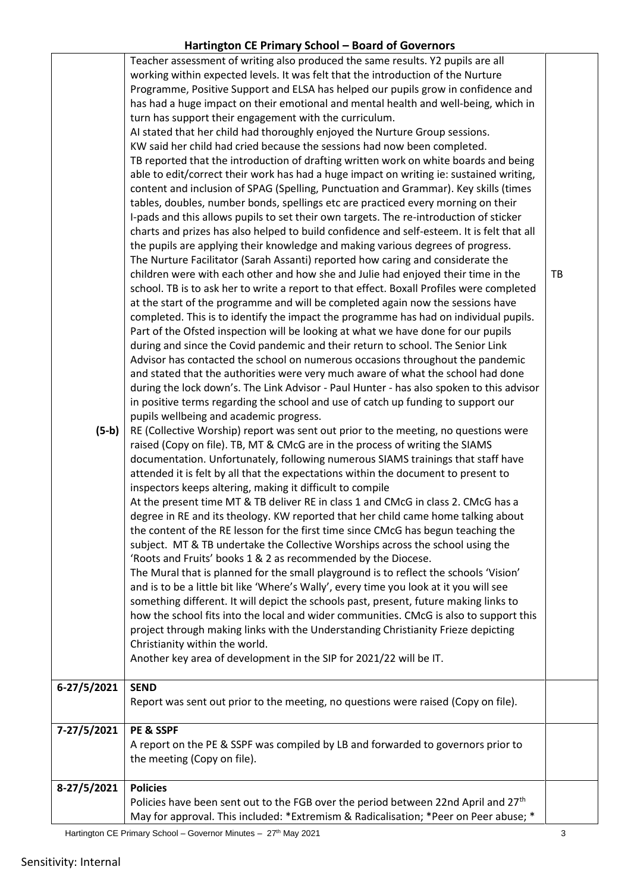| | | |
|---|---|---|
| (5-b) | Teacher assessment of writing also produced the same results. Y2 pupils are all working within expected levels. It was felt that the introduction of the Nurture Programme, Positive Support and ELSA has helped our pupils grow in confidence and has had a huge impact on their emotional and mental health and well-being, which in turn has support their engagement with the curriculum.<br>AI stated that her child had thoroughly enjoyed the Nurture Group sessions.<br>KW said her child had cried because the sessions had now been completed.<br>TB reported that the introduction of drafting written work on white boards and being able to edit/correct their work has had a huge impact on writing ie: sustained writing, content and inclusion of SPAG (Spelling, Punctuation and Grammar). Key skills (times tables, doubles, number bonds, spellings etc are practiced every morning on their I-pads and this allows pupils to set their own targets. The re-introduction of sticker charts and prizes has also helped to build confidence and self-esteem. It is felt that all the pupils are applying their knowledge and making various degrees of progress.<br>The Nurture Facilitator (Sarah Assanti) reported how caring and considerate the children were with each other and how she and Julie had enjoyed their time in the school. TB is to ask her to write a report to that effect. Boxall Profiles were completed at the start of the programme and will be completed again now the sessions have completed. This is to identify the impact the programme has had on individual pupils. Part of the Ofsted inspection will be looking at what we have done for our pupils during and since the Covid pandemic and their return to school. The Senior Link Advisor has contacted the school on numerous occasions throughout the pandemic and stated that the authorities were very much aware of what the school had done during the lock down's. The Link Advisor - Paul Hunter - has also spoken to this advisor in positive terms regarding the school and use of catch up funding to support our pupils wellbeing and academic progress.<br>RE (Collective Worship) report was sent out prior to the meeting, no questions were raised (Copy on file). TB, MT & CMcG are in the process of writing the SIAMS documentation. Unfortunately, following numerous SIAMS trainings that staff have attended it is felt by all that the expectations within the document to present to inspectors keeps altering, making it difficult to compile<br>At the present time MT & TB deliver RE in class 1 and CMcG in class 2. CMcG has a degree in RE and its theology. KW reported that her child came home talking about the content of the RE lesson for the first time since CMcG has begun teaching the subject. MT & TB undertake the Collective Worships across the school using the 'Roots and Fruits' books 1 & 2 as recommended by the Diocese.<br>The Mural that is planned for the small playground is to reflect the schools 'Vision' and is to be a little bit like 'Where's Wally', every time you look at it you will see something different. It will depict the schools past, present, future making links to how the school fits into the local and wider communities. CMcG is also to support this project through making links with the Understanding Christianity Frieze depicting Christianity within the world.<br>Another key area of development in the SIP for 2021/22 will be IT. | TB |
| 6-27/5/2021 | **SEND**<br>Report was sent out prior to the meeting, no questions were raised (Copy on file). | |
| 7-27/5/2021 | **PE & SSPF**<br>A report on the PE & SSPF was compiled by LB and forwarded to governors prior to the meeting (Copy on file). | |
| 8-27/5/2021 | **Policies**<br>Policies have been sent out to the FGB over the period between 22nd April and 27th May for approval. This included: *Extremism & Radicalisation; *Peer on Peer abuse; * | |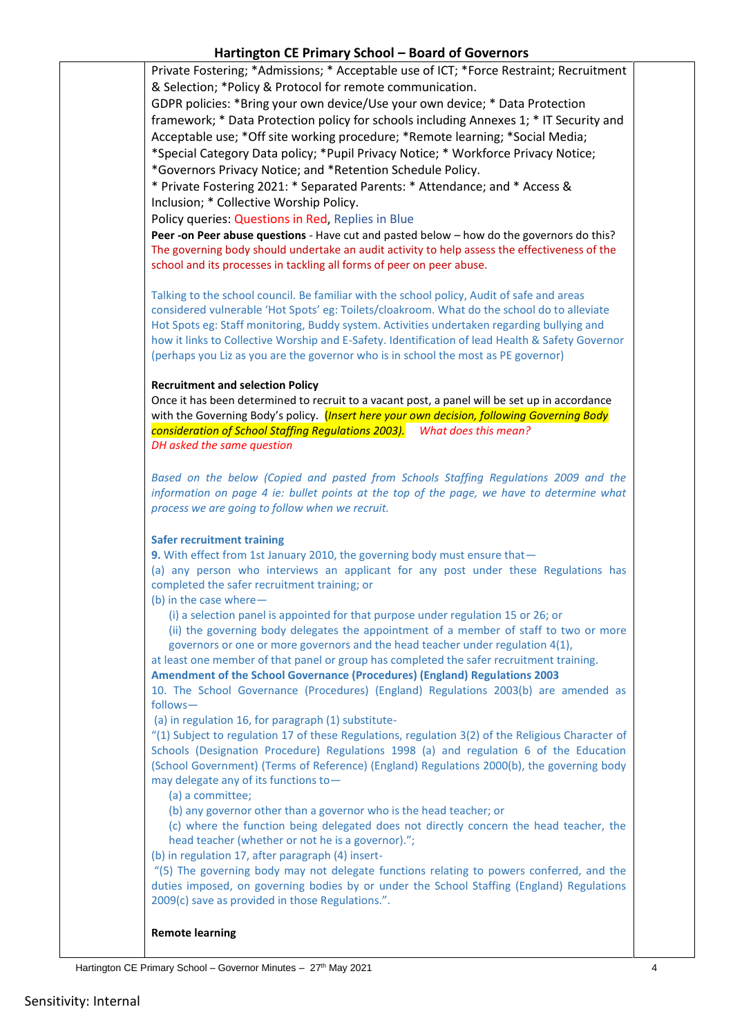Private Fostering; *Admissions; * Acceptable use of ICT; *Force Restraint; Recruitment & Selection; *Policy & Protocol for remote communication.

GDPR policies: *Bring your own device/Use your own device; * Data Protection framework; * Data Protection policy for schools including Annexes 1; * IT Security and Acceptable use; *Off site working procedure; *Remote learning; *Social Media; *Special Category Data policy; *Pupil Privacy Notice; * Workforce Privacy Notice; *Governors Privacy Notice; and *Retention Schedule Policy.

* Private Fostering 2021: * Separated Parents: * Attendance; and * Access & Inclusion; * Collective Worship Policy.

Policy queries: Questions in Red, Replies in Blue

**Peer -on Peer abuse questions** - Have cut and pasted below – how do the governors do this? The governing body should undertake an audit activity to help assess the effectiveness of the school and its processes in tackling all forms of peer on peer abuse.

Talking to the school council. Be familiar with the school policy, Audit of safe and areas considered vulnerable 'Hot Spots' eg: Toilets/cloakroom. What do the school do to alleviate Hot Spots eg: Staff monitoring, Buddy system. Activities undertaken regarding bullying and how it links to Collective Worship and E-Safety. Identification of lead Health & Safety Governor (perhaps you Liz as you are the governor who is in school the most as PE governor)

**Recruitment and selection Policy**

Once it has been determined to recruit to a vacant post, a panel will be set up in accordance with the Governing Body's policy. *(Insert here your own decision, following Governing Body consideration of School Staffing Regulations 2003).* *What does this mean?*
*DH asked the same question*

*Based on the below (Copied and pasted from Schools Staffing Regulations 2009 and the information on page 4 ie: bullet points at the top of the page, we have to determine what process we are going to follow when we recruit.*

**Safer recruitment training**

**9.** With effect from 1st January 2010, the governing body must ensure that—

(a) any person who interviews an applicant for any post under these Regulations has completed the safer recruitment training; or

(b) in the case where—

(i) a selection panel is appointed for that purpose under regulation 15 or 26; or

(ii) the governing body delegates the appointment of a member of staff to two or more governors or one or more governors and the head teacher under regulation 4(1),

at least one member of that panel or group has completed the safer recruitment training.

**Amendment of the School Governance (Procedures) (England) Regulations 2003**

10. The School Governance (Procedures) (England) Regulations 2003(b) are amended as follows—

(a) in regulation 16, for paragraph (1) substitute-

"(1) Subject to regulation 17 of these Regulations, regulation 3(2) of the Religious Character of Schools (Designation Procedure) Regulations 1998 (a) and regulation 6 of the Education (School Government) (Terms of Reference) (England) Regulations 2000(b), the governing body may delegate any of its functions to—

(a) a committee;

(b) any governor other than a governor who is the head teacher; or

(c) where the function being delegated does not directly concern the head teacher, the head teacher (whether or not he is a governor).";

(b) in regulation 17, after paragraph (4) insert-

"(5) The governing body may not delegate functions relating to powers conferred, and the duties imposed, on governing bodies by or under the School Staffing (England) Regulations 2009(c) save as provided in those Regulations.".

**Remote learning**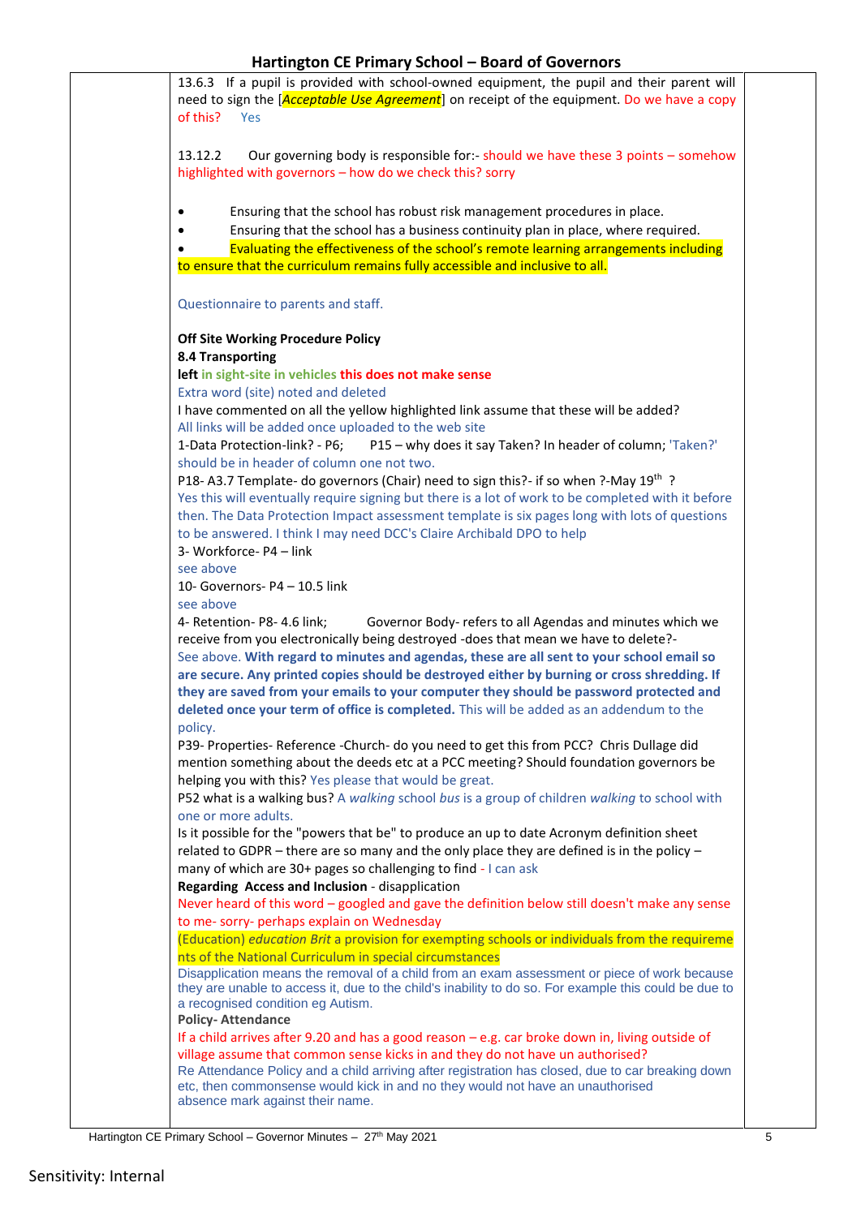13.6.3 If a pupil is provided with school-owned equipment, the pupil and their parent will need to sign the [*Acceptable Use Agreement*] on receipt of the equipment. Do we have a copy of this? Yes

13.12.2 Our governing body is responsible for:- should we have these 3 points – somehow highlighted with governors – how do we check this? sorry

- Ensuring that the school has robust risk management procedures in place.
- Ensuring that the school has a business continuity plan in place, where required.
- Evaluating the effectiveness of the school's remote learning arrangements including to ensure that the curriculum remains fully accessible and inclusive to all.

Questionnaire to parents and staff.

**Off Site Working Procedure Policy**

**8.4 Transporting**

**left in sight-site in vehicles this does not make sense**

Extra word (site) noted and deleted

I have commented on all the yellow highlighted link assume that these will be added?

All links will be added once uploaded to the web site

1-Data Protection-link? - P6; P15 – why does it say Taken? In header of column; 'Taken?' should be in header of column one not two.

P18- A3.7 Template- do governors (Chair) need to sign this?- if so when ?-May 19th ?

Yes this will eventually require signing but there is a lot of work to be completed with it before then. The Data Protection Impact assessment template is six pages long with lots of questions to be answered. I think I may need DCC's Claire Archibald DPO to help

3- Workforce- P4 – link

see above

10- Governors- P4 – 10.5 link

see above

4- Retention- P8- 4.6 link; Governor Body- refers to all Agendas and minutes which we receive from you electronically being destroyed -does that mean we have to delete?-

See above. **With regard to minutes and agendas, these are all sent to your school email so are secure. Any printed copies should be destroyed either by burning or cross shredding. If they are saved from your emails to your computer they should be password protected and deleted once your term of office is completed.** This will be added as an addendum to the policy.

P39- Properties- Reference -Church- do you need to get this from PCC? Chris Dullage did mention something about the deeds etc at a PCC meeting? Should foundation governors be helping you with this? Yes please that would be great.

P52 what is a walking bus? A *walking* school *bus* is a group of children *walking* to school with one or more adults.

Is it possible for the "powers that be" to produce an up to date Acronym definition sheet related to GDPR – there are so many and the only place they are defined is in the policy – many of which are 30+ pages so challenging to find - I can ask

**Regarding Access and Inclusion** - disapplication

Never heard of this word – googled and gave the definition below still doesn't make any sense to me- sorry- perhaps explain on Wednesday

(Education) *education Brit* a provision for exempting schools or individuals from the requirements of the National Curriculum in special circumstances

Disapplication means the removal of a child from an exam assessment or piece of work because they are unable to access it, due to the child's inability to do so. For example this could be due to a recognised condition eg Autism.

**Policy- Attendance**

If a child arrives after 9.20 and has a good reason – e.g. car broke down in, living outside of village assume that common sense kicks in and they do not have un authorised?

Re Attendance Policy and a child arriving after registration has closed, due to car breaking down etc, then commonsense would kick in and no they would not have an unauthorised absence mark against their name.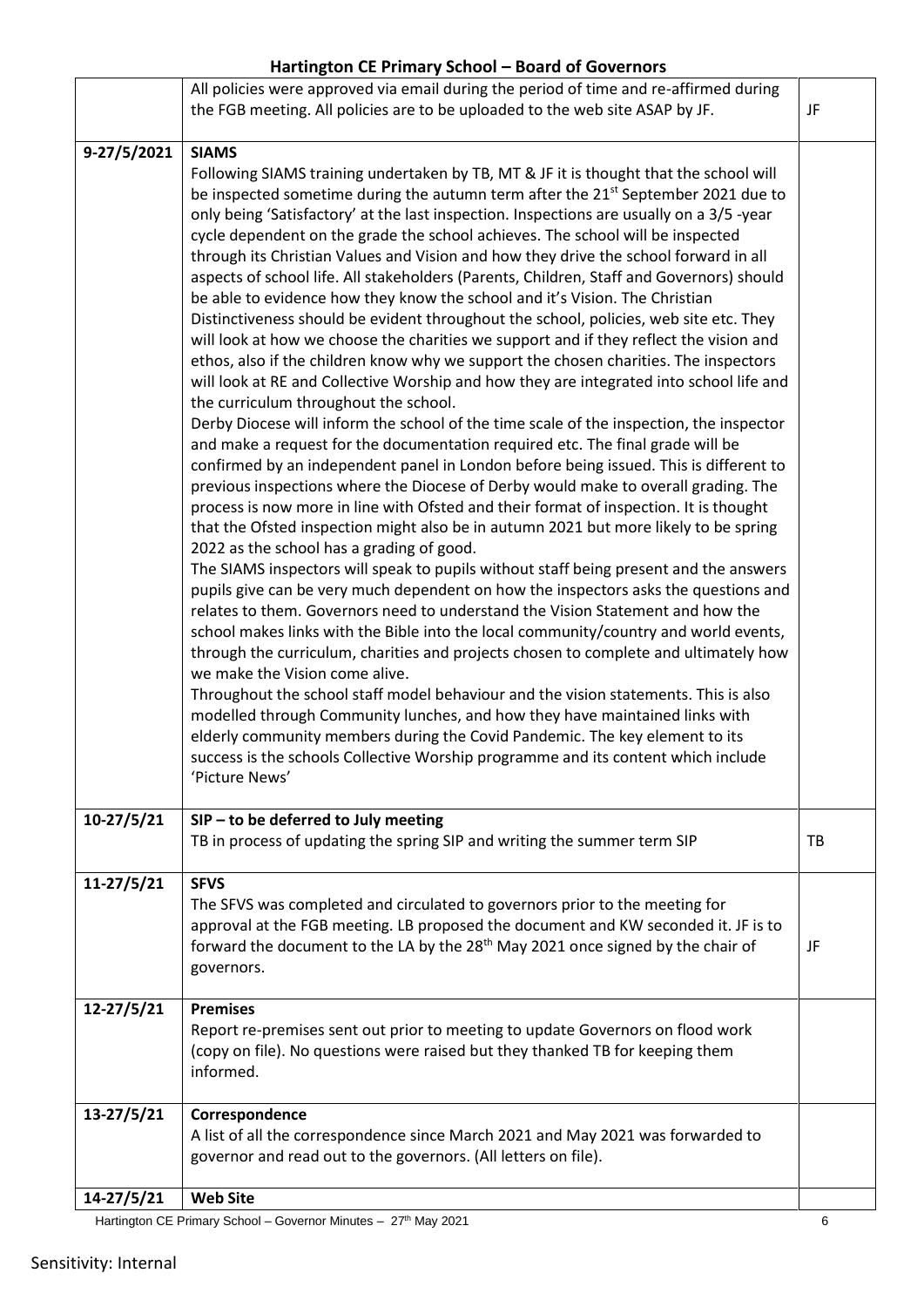| | | |
|---|---|---|
| | All policies were approved via email during the period of time and re-affirmed during the FGB meeting. All policies are to be uploaded to the web site ASAP by JF. | JF |
| 9-27/5/2021 | **SIAMS**<br>Following SIAMS training undertaken by TB, MT & JF it is thought that the school will be inspected sometime during the autumn term after the 21st September 2021 due to only being 'Satisfactory' at the last inspection. Inspections are usually on a 3/5 -year cycle dependent on the grade the school achieves. The school will be inspected through its Christian Values and Vision and how they drive the school forward in all aspects of school life. All stakeholders (Parents, Children, Staff and Governors) should be able to evidence how they know the school and it's Vision. The Christian Distinctiveness should be evident throughout the school, policies, web site etc. They will look at how we choose the charities we support and if they reflect the vision and ethos, also if the children know why we support the chosen charities. The inspectors will look at RE and Collective Worship and how they are integrated into school life and the curriculum throughout the school.<br>Derby Diocese will inform the school of the time scale of the inspection, the inspector and make a request for the documentation required etc. The final grade will be confirmed by an independent panel in London before being issued. This is different to previous inspections where the Diocese of Derby would make to overall grading. The process is now more in line with Ofsted and their format of inspection. It is thought that the Ofsted inspection might also be in autumn 2021 but more likely to be spring 2022 as the school has a grading of good.<br>The SIAMS inspectors will speak to pupils without staff being present and the answers pupils give can be very much dependent on how the inspectors asks the questions and relates to them. Governors need to understand the Vision Statement and how the school makes links with the Bible into the local community/country and world events, through the curriculum, charities and projects chosen to complete and ultimately how we make the Vision come alive.<br>Throughout the school staff model behaviour and the vision statements. This is also modelled through Community lunches, and how they have maintained links with elderly community members during the Covid Pandemic. The key element to its success is the schools Collective Worship programme and its content which include 'Picture News' | |
| 10-27/5/21 | **SIP – to be deferred to July meeting**<br>TB in process of updating the spring SIP and writing the summer term SIP | TB |
| 11-27/5/21 | **SFVS**<br>The SFVS was completed and circulated to governors prior to the meeting for approval at the FGB meeting. LB proposed the document and KW seconded it. JF is to forward the document to the LA by the 28th May 2021 once signed by the chair of governors. | JF |
| 12-27/5/21 | **Premises**<br>Report re-premises sent out prior to meeting to update Governors on flood work (copy on file). No questions were raised but they thanked TB for keeping them informed. | |
| 13-27/5/21 | **Correspondence**<br>A list of all the correspondence since March 2021 and May 2021 was forwarded to governor and read out to the governors. (All letters on file). | |
| 14-27/5/21 | **Web Site** | |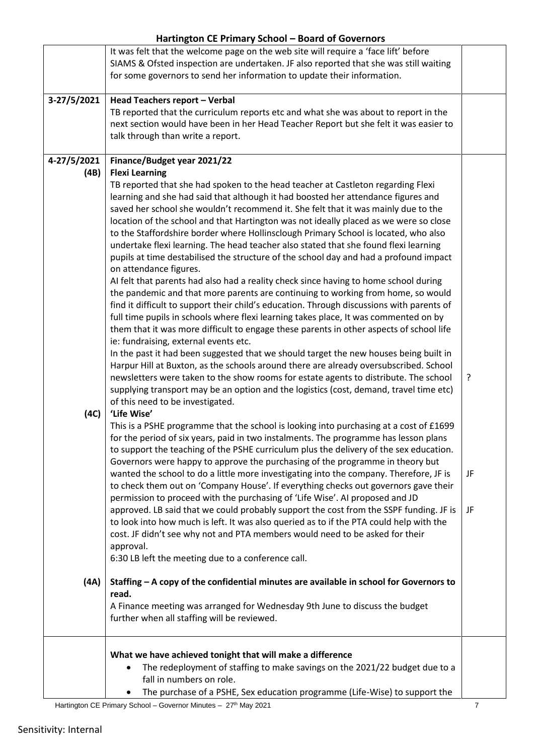| | | |
|---|---|---|
| | It was felt that the welcome page on the web site will require a 'face lift' before SIAMS & Ofsted inspection are undertaken. JF also reported that she was still waiting for some governors to send her information to update their information. | |
| 3-27/5/2021 | **Head Teachers report – Verbal**<br>TB reported that the curriculum reports etc and what she was about to report in the next section would have been in her Head Teacher Report but she felt it was easier to talk through than write a report. | |
| 4-27/5/2021<br>**(4B)** | **Finance/Budget year 2021/22**<br>**Flexi Learning**<br>TB reported that she had spoken to the head teacher at Castleton regarding Flexi learning and she had said that although it had boosted her attendance figures and saved her school she wouldn't recommend it. She felt that it was mainly due to the location of the school and that Hartington was not ideally placed as we were so close to the Staffordshire border where Hollinsclough Primary School is located, who also undertake flexi learning. The head teacher also stated that she found flexi learning pupils at time destabilised the structure of the school day and had a profound impact on attendance figures.<br>AI felt that parents had also had a reality check since having to home school during the pandemic and that more parents are continuing to working from home, so would find it difficult to support their child's education. Through discussions with parents of full time pupils in schools where flexi learning takes place, It was commented on by them that it was more difficult to engage these parents in other aspects of school life ie: fundraising, external events etc.<br>In the past it had been suggested that we should target the new houses being built in Harpur Hill at Buxton, as the schools around there are already oversubscribed. School newsletters were taken to the show rooms for estate agents to distribute. The school supplying transport may be an option and the logistics (cost, demand, travel time etc) of this need to be investigated. | ? |
| **(4C)** | **'Life Wise'**<br>This is a PSHE programme that the school is looking into purchasing at a cost of £1699 for the period of six years, paid in two instalments. The programme has lesson plans to support the teaching of the PSHE curriculum plus the delivery of the sex education. Governors were happy to approve the purchasing of the programme in theory but wanted the school to do a little more investigating into the company. Therefore, JF is to check them out on 'Company House'. If everything checks out governors gave their permission to proceed with the purchasing of 'Life Wise'. AI proposed and JD approved. LB said that we could probably support the cost from the SSPF funding. JF is to look into how much is left. It was also queried as to if the PTA could help with the cost. JF didn't see why not and PTA members would need to be asked for their approval.<br>6:30 LB left the meeting due to a conference call. | JF<br><br>JF |
| **(4A)** | **Staffing – A copy of the confidential minutes are available in school for Governors to read.**<br>A Finance meeting was arranged for Wednesday 9th June to discuss the budget further when all staffing will be reviewed. | |
| | **What we have achieved tonight that will make a difference**<br>• The redeployment of staffing to make savings on the 2021/22 budget due to a fall in numbers on role.<br>• The purchase of a PSHE, Sex education programme (Life-Wise) to support the | |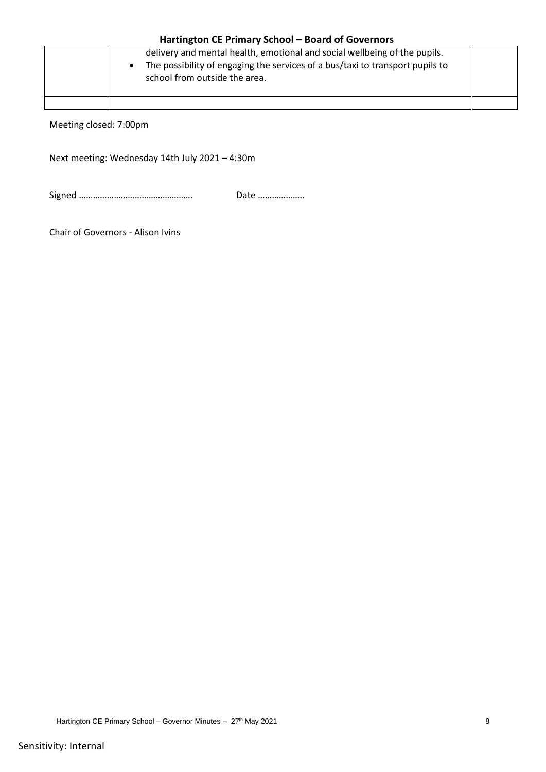| | | |
|---|---|---|
| | delivery and mental health, emotional and social wellbeing of the pupils.<br>• The possibility of engaging the services of a bus/taxi to transport pupils to school from outside the area. | |
| | | |

Meeting closed: 7:00pm

Next meeting: Wednesday 14th July 2021 – 4:30m

Signed …………………………………………. Date ………………..

Chair of Governors - Alison Ivins

Sensitivity: Internal